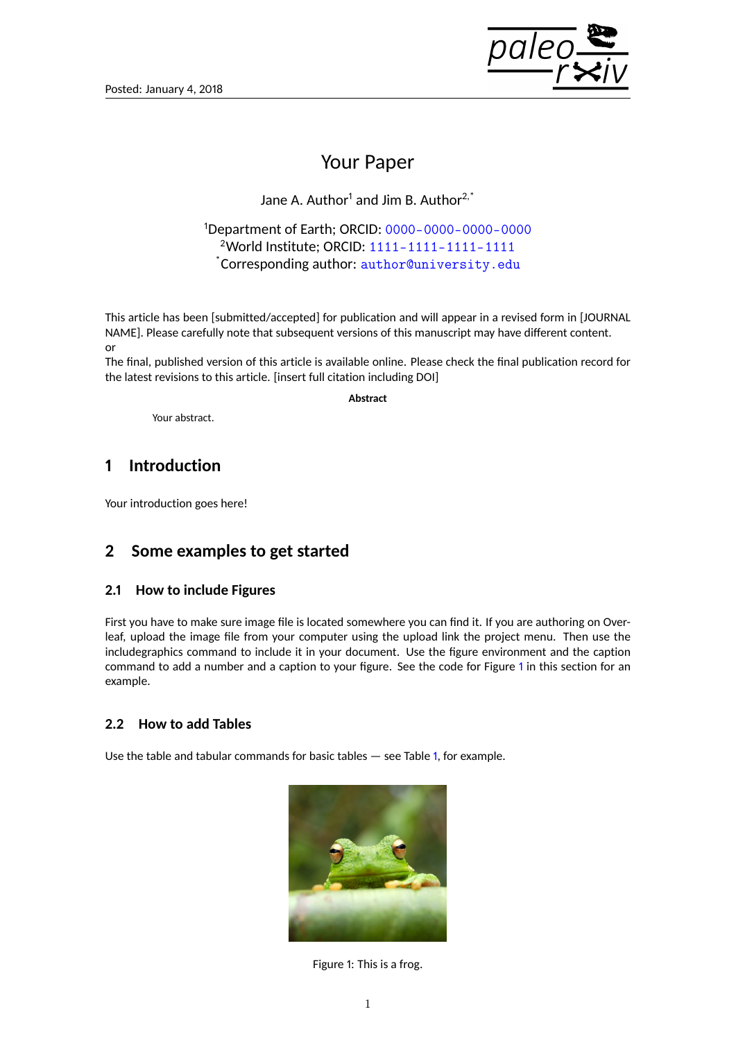Posted: January 4, 2018

# Your Paper

Jane A. Author[1] and Jim B. Author[2,*]

[1]Department of Earth; ORCID: 0000-0000-0000-0000
[2]World Institute; ORCID: 1111-1111-1111-1111
[*]Corresponding author: author@university.edu

This article has been [submitted/accepted] for publication and will appear in a revised form in [JOURNAL NAME]. Please carefully note that subsequent versions of this manuscript may have different content.
or
The final, published version of this article is available online. Please check the final publication record for the latest revisions to this article. [insert full citation including DOI]

**Abstract**

Your abstract.

## 1 Introduction

Your introduction goes here!

## 2 Some examples to get started

### 2.1 How to include Figures

First you have to make sure image file is located somewhere you can find it. If you are authoring on Overleaf, upload the image file from your computer using the upload link the project menu. Then use the includegraphics command to include it in your document. Use the figure environment and the caption command to add a number and a caption to your figure. See the code for Figure 1 in this section for an example.

### 2.2 How to add Tables

Use the table and tabular commands for basic tables — see Table 1, for example.

Figure 1: This is a frog.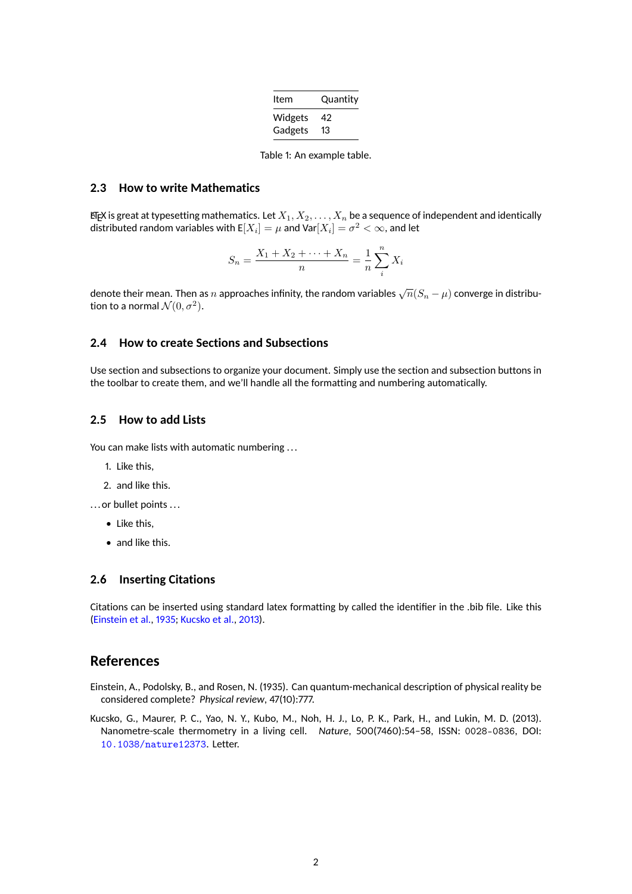| Item | Quantity |
|---|---|
| Widgets | 42 |
| Gadgets | 13 |

Table 1: An example table.

### 2.3 How to write Mathematics

LaTeX is great at typesetting mathematics. Let $X_1, X_2, \ldots, X_n$ be a sequence of independent and identically distributed random variables with $\mathrm{E}[X_i] = \mu$ and $\mathrm{Var}[X_i] = \sigma^2 < \infty$, and let

$$S_n = \frac{X_1 + X_2 + \cdots + X_n}{n} = \frac{1}{n}\sum_{i}^{n} X_i$$

denote their mean. Then as $n$ approaches infinity, the random variables $\sqrt{n}(S_n - \mu)$ converge in distribution to a normal $\mathcal{N}(0, \sigma^2)$.

### 2.4 How to create Sections and Subsections

Use section and subsections to organize your document. Simply use the section and subsection buttons in the toolbar to create them, and we'll handle all the formatting and numbering automatically.

### 2.5 How to add Lists

You can make lists with automatic numbering …

1. Like this,
2. and like this.

…or bullet points …

- Like this,
- and like this.

### 2.6 Inserting Citations

Citations can be inserted using standard latex formatting by called the identifier in the .bib file. Like this (Einstein et al., 1935; Kucsko et al., 2013).

## References

Einstein, A., Podolsky, B., and Rosen, N. (1935). Can quantum-mechanical description of physical reality be considered complete? *Physical review*, 47(10):777.

Kucsko, G., Maurer, P. C., Yao, N. Y., Kubo, M., Noh, H. J., Lo, P. K., Park, H., and Lukin, M. D. (2013). Nanometre-scale thermometry in a living cell. *Nature*, 500(7460):54–58, ISSN: 0028-0836, DOI: 10.1038/nature12373. Letter.